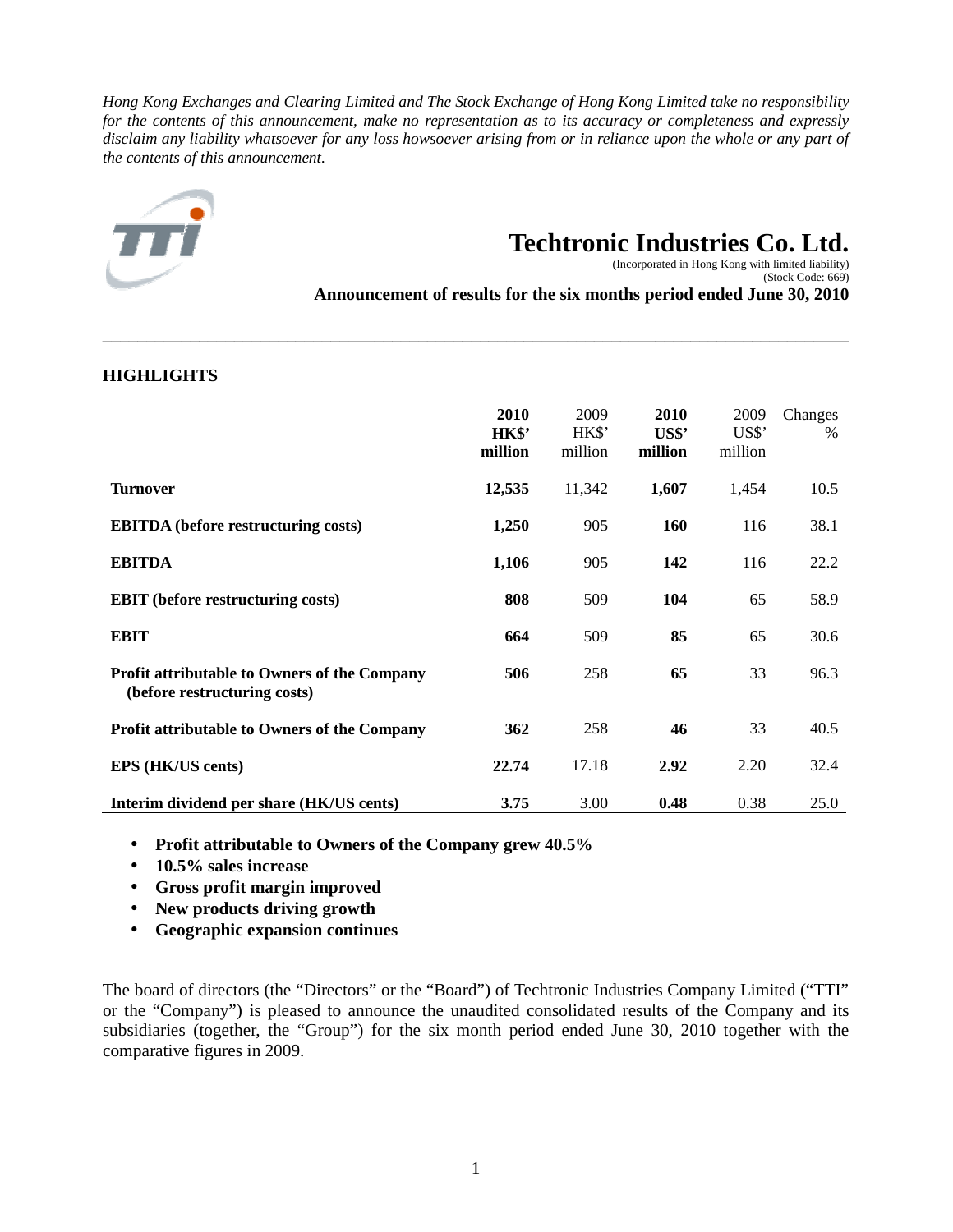*Hong Kong Exchanges and Clearing Limited and The Stock Exchange of Hong Kong Limited take no responsibility for the contents of this announcement, make no representation as to its accuracy or completeness and expressly disclaim any liability whatsoever for any loss howsoever arising from or in reliance upon the whole or any part of the contents of this announcement.*

# Techtronic Industries Co. Ltd.

(Incorporated in Hong Kong with limited liability)
(Stock Code: 669)

**Announcement of results for the six months period ended June 30, 2010**

## HIGHLIGHTS

| | **2010 HK$' million** | 2009 HK$' million | **2010 US$' million** | 2009 US$' million | Changes % |
|---|---|---|---|---|---|
| **Turnover** | **12,535** | 11,342 | **1,607** | 1,454 | 10.5 |
| **EBITDA (before restructuring costs)** | **1,250** | 905 | **160** | 116 | 38.1 |
| **EBITDA** | **1,106** | 905 | **142** | 116 | 22.2 |
| **EBIT (before restructuring costs)** | **808** | 509 | **104** | 65 | 58.9 |
| **EBIT** | **664** | 509 | **85** | 65 | 30.6 |
| **Profit attributable to Owners of the Company (before restructuring costs)** | **506** | 258 | **65** | 33 | 96.3 |
| **Profit attributable to Owners of the Company** | **362** | 258 | **46** | 33 | 40.5 |
| **EPS (HK/US cents)** | **22.74** | 17.18 | **2.92** | 2.20 | 32.4 |
| **Interim dividend per share (HK/US cents)** | **3.75** | 3.00 | **0.48** | 0.38 | 25.0 |

- **Profit attributable to Owners of the Company grew 40.5%**
- **10.5% sales increase**
- **Gross profit margin improved**
- **New products driving growth**
- **Geographic expansion continues**

The board of directors (the "Directors" or the "Board") of Techtronic Industries Company Limited ("TTI" or the "Company") is pleased to announce the unaudited consolidated results of the Company and its subsidiaries (together, the "Group") for the six month period ended June 30, 2010 together with the comparative figures in 2009.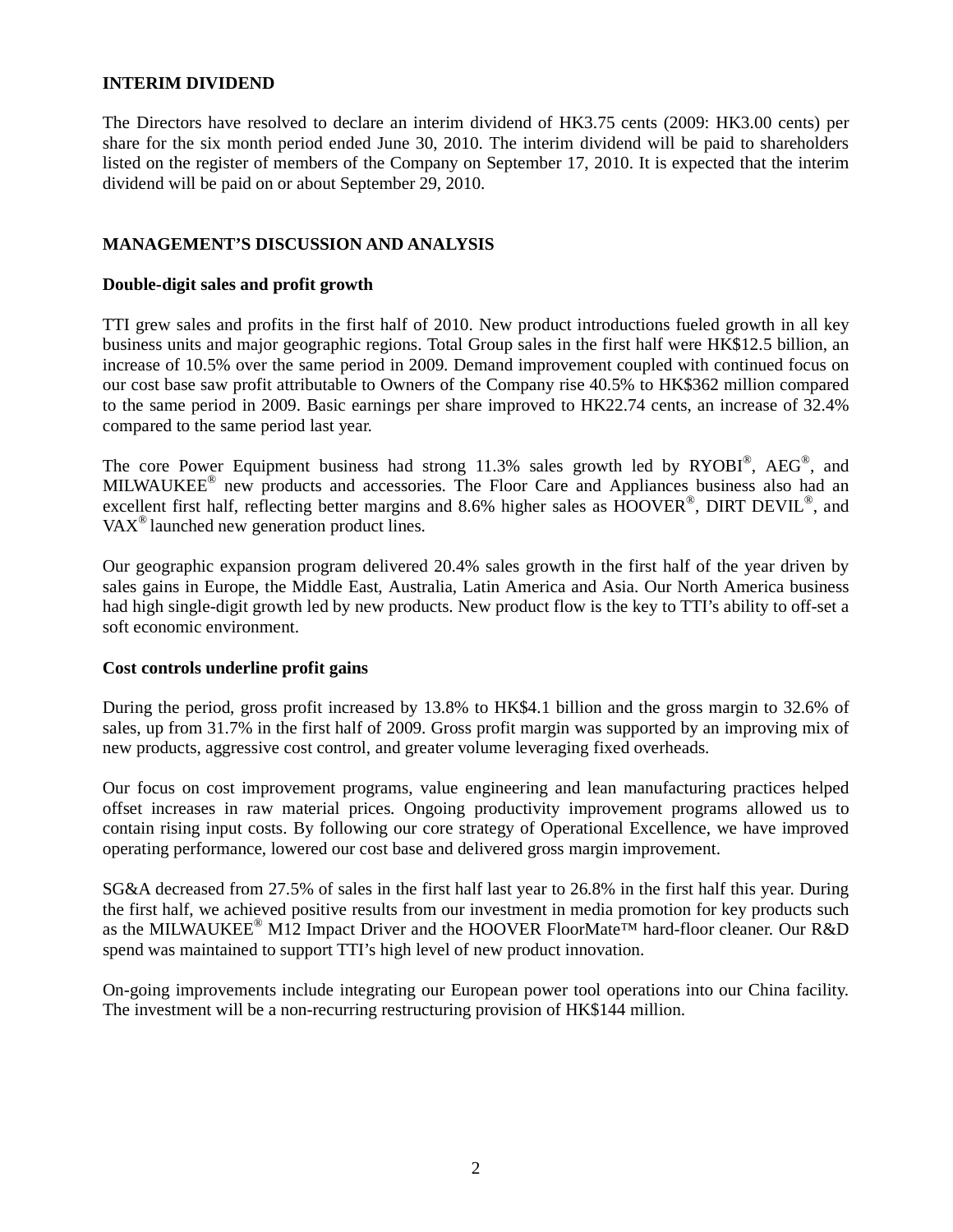## INTERIM DIVIDEND

The Directors have resolved to declare an interim dividend of HK3.75 cents (2009: HK3.00 cents) per share for the six month period ended June 30, 2010. The interim dividend will be paid to shareholders listed on the register of members of the Company on September 17, 2010. It is expected that the interim dividend will be paid on or about September 29, 2010.

## MANAGEMENT'S DISCUSSION AND ANALYSIS

### Double-digit sales and profit growth

TTI grew sales and profits in the first half of 2010. New product introductions fueled growth in all key business units and major geographic regions. Total Group sales in the first half were HK$12.5 billion, an increase of 10.5% over the same period in 2009. Demand improvement coupled with continued focus on our cost base saw profit attributable to Owners of the Company rise 40.5% to HK$362 million compared to the same period in 2009. Basic earnings per share improved to HK22.74 cents, an increase of 32.4% compared to the same period last year.

The core Power Equipment business had strong 11.3% sales growth led by RYOBI®, AEG®, and MILWAUKEE® new products and accessories. The Floor Care and Appliances business also had an excellent first half, reflecting better margins and 8.6% higher sales as HOOVER®, DIRT DEVIL®, and VAX® launched new generation product lines.

Our geographic expansion program delivered 20.4% sales growth in the first half of the year driven by sales gains in Europe, the Middle East, Australia, Latin America and Asia. Our North America business had high single-digit growth led by new products. New product flow is the key to TTI's ability to off-set a soft economic environment.

### Cost controls underline profit gains

During the period, gross profit increased by 13.8% to HK$4.1 billion and the gross margin to 32.6% of sales, up from 31.7% in the first half of 2009. Gross profit margin was supported by an improving mix of new products, aggressive cost control, and greater volume leveraging fixed overheads.

Our focus on cost improvement programs, value engineering and lean manufacturing practices helped offset increases in raw material prices. Ongoing productivity improvement programs allowed us to contain rising input costs. By following our core strategy of Operational Excellence, we have improved operating performance, lowered our cost base and delivered gross margin improvement.

SG&A decreased from 27.5% of sales in the first half last year to 26.8% in the first half this year. During the first half, we achieved positive results from our investment in media promotion for key products such as the MILWAUKEE® M12 Impact Driver and the HOOVER FloorMate™ hard-floor cleaner. Our R&D spend was maintained to support TTI's high level of new product innovation.

On-going improvements include integrating our European power tool operations into our China facility. The investment will be a non-recurring restructuring provision of HK$144 million.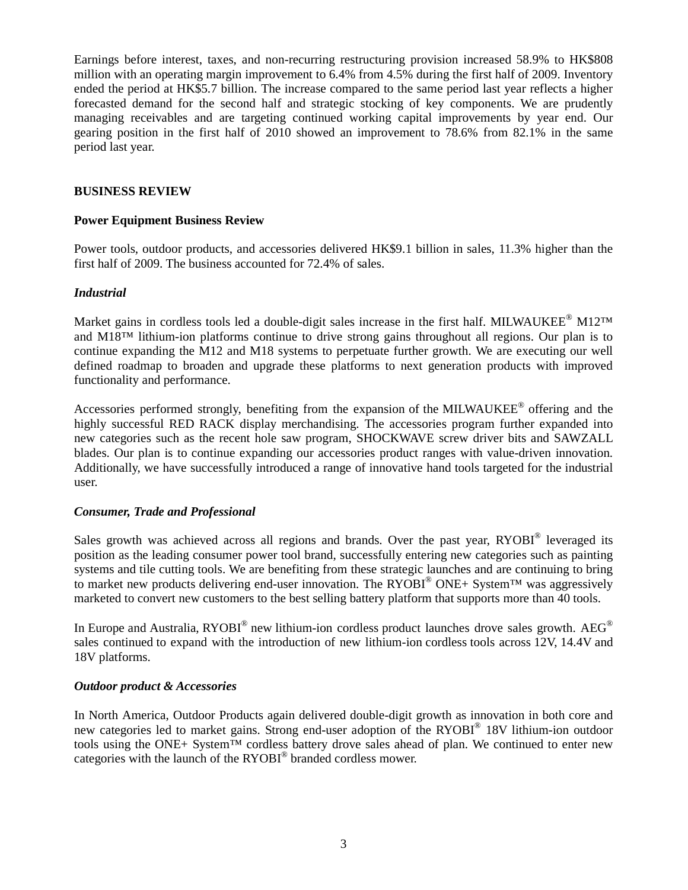Earnings before interest, taxes, and non-recurring restructuring provision increased 58.9% to HK$808 million with an operating margin improvement to 6.4% from 4.5% during the first half of 2009. Inventory ended the period at HK$5.7 billion. The increase compared to the same period last year reflects a higher forecasted demand for the second half and strategic stocking of key components. We are prudently managing receivables and are targeting continued working capital improvements by year end. Our gearing position in the first half of 2010 showed an improvement to 78.6% from 82.1% in the same period last year.

## BUSINESS REVIEW

### Power Equipment Business Review

Power tools, outdoor products, and accessories delivered HK$9.1 billion in sales, 11.3% higher than the first half of 2009. The business accounted for 72.4% of sales.

#### *Industrial*

Market gains in cordless tools led a double-digit sales increase in the first half. MILWAUKEE® M12™ and M18™ lithium-ion platforms continue to drive strong gains throughout all regions. Our plan is to continue expanding the M12 and M18 systems to perpetuate further growth. We are executing our well defined roadmap to broaden and upgrade these platforms to next generation products with improved functionality and performance.

Accessories performed strongly, benefiting from the expansion of the MILWAUKEE® offering and the highly successful RED RACK display merchandising. The accessories program further expanded into new categories such as the recent hole saw program, SHOCKWAVE screw driver bits and SAWZALL blades. Our plan is to continue expanding our accessories product ranges with value-driven innovation. Additionally, we have successfully introduced a range of innovative hand tools targeted for the industrial user.

#### *Consumer, Trade and Professional*

Sales growth was achieved across all regions and brands. Over the past year, RYOBI® leveraged its position as the leading consumer power tool brand, successfully entering new categories such as painting systems and tile cutting tools. We are benefiting from these strategic launches and are continuing to bring to market new products delivering end-user innovation. The RYOBI® ONE+ System™ was aggressively marketed to convert new customers to the best selling battery platform that supports more than 40 tools.

In Europe and Australia, RYOBI® new lithium-ion cordless product launches drove sales growth. AEG® sales continued to expand with the introduction of new lithium-ion cordless tools across 12V, 14.4V and 18V platforms.

#### *Outdoor product & Accessories*

In North America, Outdoor Products again delivered double-digit growth as innovation in both core and new categories led to market gains. Strong end-user adoption of the RYOBI® 18V lithium-ion outdoor tools using the ONE+ System™ cordless battery drove sales ahead of plan. We continued to enter new categories with the launch of the RYOBI® branded cordless mower.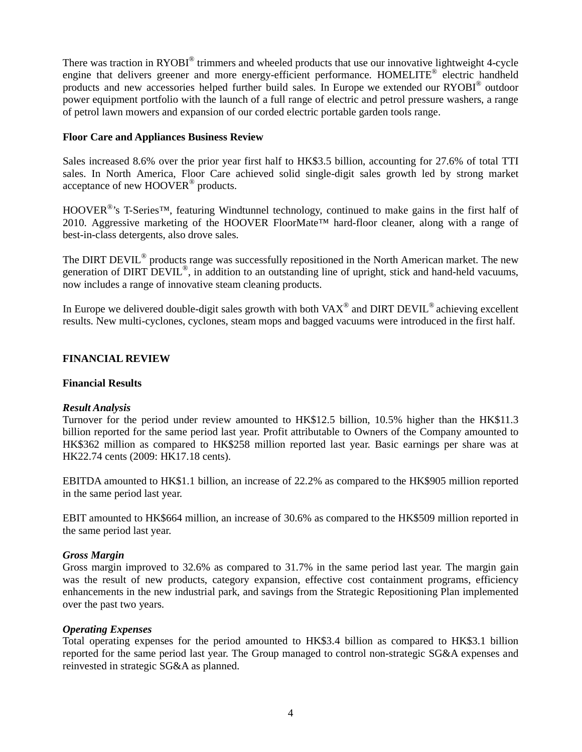There was traction in RYOBI® trimmers and wheeled products that use our innovative lightweight 4-cycle engine that delivers greener and more energy-efficient performance. HOMELITE® electric handheld products and new accessories helped further build sales. In Europe we extended our RYOBI® outdoor power equipment portfolio with the launch of a full range of electric and petrol pressure washers, a range of petrol lawn mowers and expansion of our corded electric portable garden tools range.

**Floor Care and Appliances Business Review**

Sales increased 8.6% over the prior year first half to HK$3.5 billion, accounting for 27.6% of total TTI sales. In North America, Floor Care achieved solid single-digit sales growth led by strong market acceptance of new HOOVER® products.

HOOVER®'s T-Series™, featuring Windtunnel technology, continued to make gains in the first half of 2010. Aggressive marketing of the HOOVER FloorMate™ hard-floor cleaner, along with a range of best-in-class detergents, also drove sales.

The DIRT DEVIL® products range was successfully repositioned in the North American market. The new generation of DIRT DEVIL®, in addition to an outstanding line of upright, stick and hand-held vacuums, now includes a range of innovative steam cleaning products.

In Europe we delivered double-digit sales growth with both VAX® and DIRT DEVIL® achieving excellent results. New multi-cyclones, cyclones, steam mops and bagged vacuums were introduced in the first half.

## FINANCIAL REVIEW

### Financial Results

***Result Analysis***

Turnover for the period under review amounted to HK$12.5 billion, 10.5% higher than the HK$11.3 billion reported for the same period last year. Profit attributable to Owners of the Company amounted to HK$362 million as compared to HK$258 million reported last year. Basic earnings per share was at HK22.74 cents (2009: HK17.18 cents).

EBITDA amounted to HK$1.1 billion, an increase of 22.2% as compared to the HK$905 million reported in the same period last year.

EBIT amounted to HK$664 million, an increase of 30.6% as compared to the HK$509 million reported in the same period last year.

***Gross Margin***

Gross margin improved to 32.6% as compared to 31.7% in the same period last year. The margin gain was the result of new products, category expansion, effective cost containment programs, efficiency enhancements in the new industrial park, and savings from the Strategic Repositioning Plan implemented over the past two years.

***Operating Expenses***

Total operating expenses for the period amounted to HK$3.4 billion as compared to HK$3.1 billion reported for the same period last year. The Group managed to control non-strategic SG&A expenses and reinvested in strategic SG&A as planned.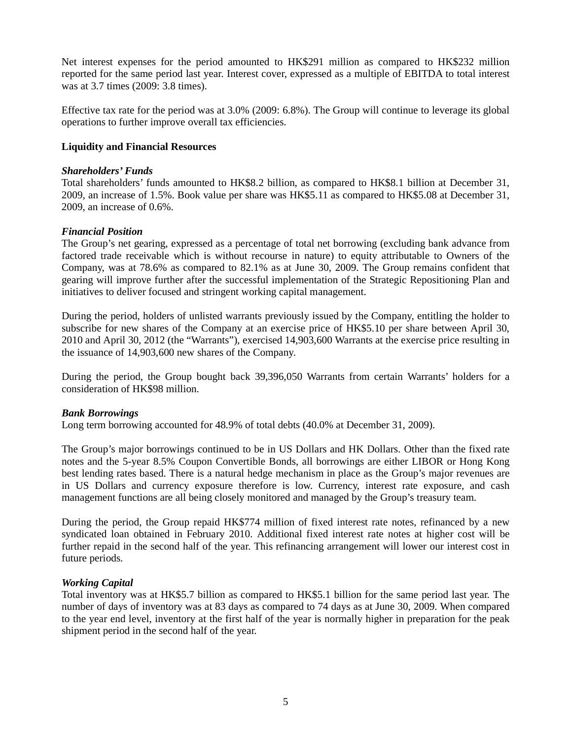Net interest expenses for the period amounted to HK$291 million as compared to HK$232 million reported for the same period last year. Interest cover, expressed as a multiple of EBITDA to total interest was at 3.7 times (2009: 3.8 times).

Effective tax rate for the period was at 3.0% (2009: 6.8%). The Group will continue to leverage its global operations to further improve overall tax efficiencies.

**Liquidity and Financial Resources**

***Shareholders' Funds***

Total shareholders' funds amounted to HK$8.2 billion, as compared to HK$8.1 billion at December 31, 2009, an increase of 1.5%. Book value per share was HK$5.11 as compared to HK$5.08 at December 31, 2009, an increase of 0.6%.

***Financial Position***

The Group's net gearing, expressed as a percentage of total net borrowing (excluding bank advance from factored trade receivable which is without recourse in nature) to equity attributable to Owners of the Company, was at 78.6% as compared to 82.1% as at June 30, 2009. The Group remains confident that gearing will improve further after the successful implementation of the Strategic Repositioning Plan and initiatives to deliver focused and stringent working capital management.

During the period, holders of unlisted warrants previously issued by the Company, entitling the holder to subscribe for new shares of the Company at an exercise price of HK$5.10 per share between April 30, 2010 and April 30, 2012 (the "Warrants"), exercised 14,903,600 Warrants at the exercise price resulting in the issuance of 14,903,600 new shares of the Company.

During the period, the Group bought back 39,396,050 Warrants from certain Warrants' holders for a consideration of HK$98 million.

***Bank Borrowings***

Long term borrowing accounted for 48.9% of total debts (40.0% at December 31, 2009).

The Group's major borrowings continued to be in US Dollars and HK Dollars. Other than the fixed rate notes and the 5-year 8.5% Coupon Convertible Bonds, all borrowings are either LIBOR or Hong Kong best lending rates based. There is a natural hedge mechanism in place as the Group's major revenues are in US Dollars and currency exposure therefore is low. Currency, interest rate exposure, and cash management functions are all being closely monitored and managed by the Group's treasury team.

During the period, the Group repaid HK$774 million of fixed interest rate notes, refinanced by a new syndicated loan obtained in February 2010. Additional fixed interest rate notes at higher cost will be further repaid in the second half of the year. This refinancing arrangement will lower our interest cost in future periods.

***Working Capital***

Total inventory was at HK$5.7 billion as compared to HK$5.1 billion for the same period last year. The number of days of inventory was at 83 days as compared to 74 days as at June 30, 2009. When compared to the year end level, inventory at the first half of the year is normally higher in preparation for the peak shipment period in the second half of the year.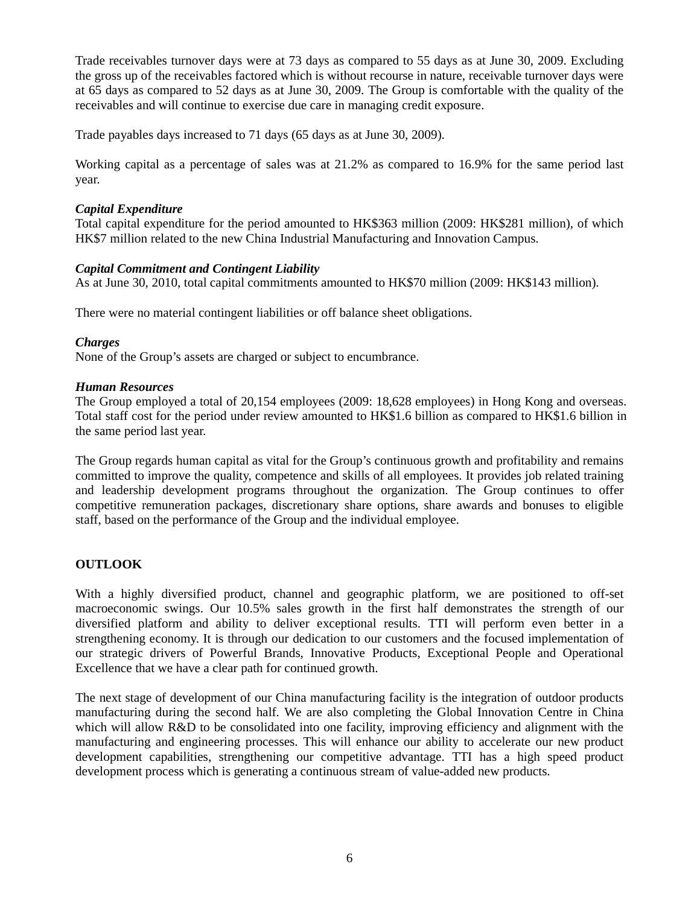Trade receivables turnover days were at 73 days as compared to 55 days as at June 30, 2009. Excluding the gross up of the receivables factored which is without recourse in nature, receivable turnover days were at 65 days as compared to 52 days as at June 30, 2009. The Group is comfortable with the quality of the receivables and will continue to exercise due care in managing credit exposure.

Trade payables days increased to 71 days (65 days as at June 30, 2009).

Working capital as a percentage of sales was at 21.2% as compared to 16.9% for the same period last year.

***Capital Expenditure***

Total capital expenditure for the period amounted to HK$363 million (2009: HK$281 million), of which HK$7 million related to the new China Industrial Manufacturing and Innovation Campus.

***Capital Commitment and Contingent Liability***

As at June 30, 2010, total capital commitments amounted to HK$70 million (2009: HK$143 million).

There were no material contingent liabilities or off balance sheet obligations.

***Charges***

None of the Group's assets are charged or subject to encumbrance.

***Human Resources***

The Group employed a total of 20,154 employees (2009: 18,628 employees) in Hong Kong and overseas. Total staff cost for the period under review amounted to HK$1.6 billion as compared to HK$1.6 billion in the same period last year.

The Group regards human capital as vital for the Group's continuous growth and profitability and remains committed to improve the quality, competence and skills of all employees. It provides job related training and leadership development programs throughout the organization. The Group continues to offer competitive remuneration packages, discretionary share options, share awards and bonuses to eligible staff, based on the performance of the Group and the individual employee.

## OUTLOOK

With a highly diversified product, channel and geographic platform, we are positioned to off-set macroeconomic swings. Our 10.5% sales growth in the first half demonstrates the strength of our diversified platform and ability to deliver exceptional results. TTI will perform even better in a strengthening economy. It is through our dedication to our customers and the focused implementation of our strategic drivers of Powerful Brands, Innovative Products, Exceptional People and Operational Excellence that we have a clear path for continued growth.

The next stage of development of our China manufacturing facility is the integration of outdoor products manufacturing during the second half. We are also completing the Global Innovation Centre in China which will allow R&D to be consolidated into one facility, improving efficiency and alignment with the manufacturing and engineering processes. This will enhance our ability to accelerate our new product development capabilities, strengthening our competitive advantage. TTI has a high speed product development process which is generating a continuous stream of value-added new products.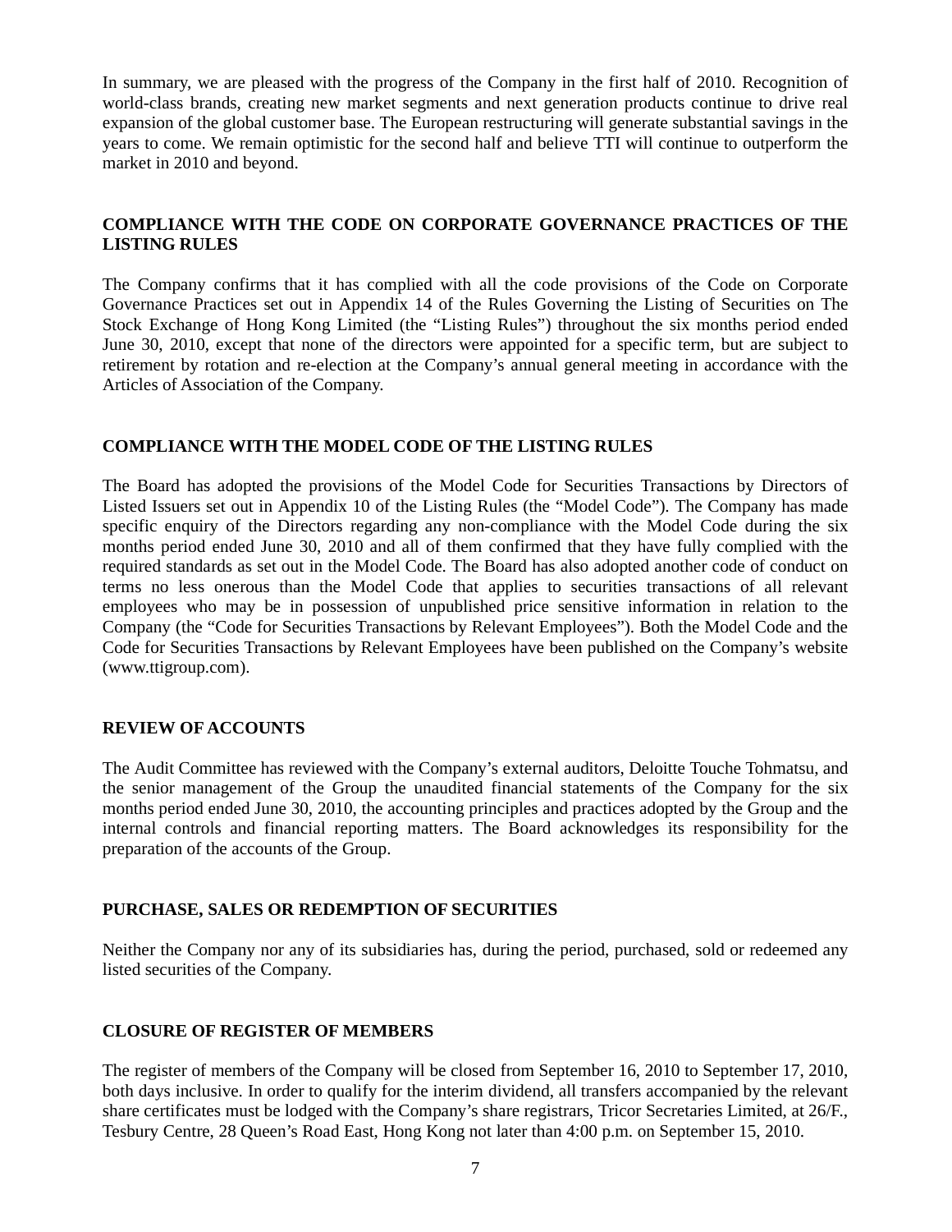In summary, we are pleased with the progress of the Company in the first half of 2010. Recognition of world-class brands, creating new market segments and next generation products continue to drive real expansion of the global customer base. The European restructuring will generate substantial savings in the years to come. We remain optimistic for the second half and believe TTI will continue to outperform the market in 2010 and beyond.

## COMPLIANCE WITH THE CODE ON CORPORATE GOVERNANCE PRACTICES OF THE LISTING RULES

The Company confirms that it has complied with all the code provisions of the Code on Corporate Governance Practices set out in Appendix 14 of the Rules Governing the Listing of Securities on The Stock Exchange of Hong Kong Limited (the "Listing Rules") throughout the six months period ended June 30, 2010, except that none of the directors were appointed for a specific term, but are subject to retirement by rotation and re-election at the Company's annual general meeting in accordance with the Articles of Association of the Company.

## COMPLIANCE WITH THE MODEL CODE OF THE LISTING RULES

The Board has adopted the provisions of the Model Code for Securities Transactions by Directors of Listed Issuers set out in Appendix 10 of the Listing Rules (the "Model Code"). The Company has made specific enquiry of the Directors regarding any non-compliance with the Model Code during the six months period ended June 30, 2010 and all of them confirmed that they have fully complied with the required standards as set out in the Model Code. The Board has also adopted another code of conduct on terms no less onerous than the Model Code that applies to securities transactions of all relevant employees who may be in possession of unpublished price sensitive information in relation to the Company (the "Code for Securities Transactions by Relevant Employees"). Both the Model Code and the Code for Securities Transactions by Relevant Employees have been published on the Company's website (www.ttigroup.com).

## REVIEW OF ACCOUNTS

The Audit Committee has reviewed with the Company's external auditors, Deloitte Touche Tohmatsu, and the senior management of the Group the unaudited financial statements of the Company for the six months period ended June 30, 2010, the accounting principles and practices adopted by the Group and the internal controls and financial reporting matters. The Board acknowledges its responsibility for the preparation of the accounts of the Group.

## PURCHASE, SALES OR REDEMPTION OF SECURITIES

Neither the Company nor any of its subsidiaries has, during the period, purchased, sold or redeemed any listed securities of the Company.

## CLOSURE OF REGISTER OF MEMBERS

The register of members of the Company will be closed from September 16, 2010 to September 17, 2010, both days inclusive. In order to qualify for the interim dividend, all transfers accompanied by the relevant share certificates must be lodged with the Company's share registrars, Tricor Secretaries Limited, at 26/F., Tesbury Centre, 28 Queen's Road East, Hong Kong not later than 4:00 p.m. on September 15, 2010.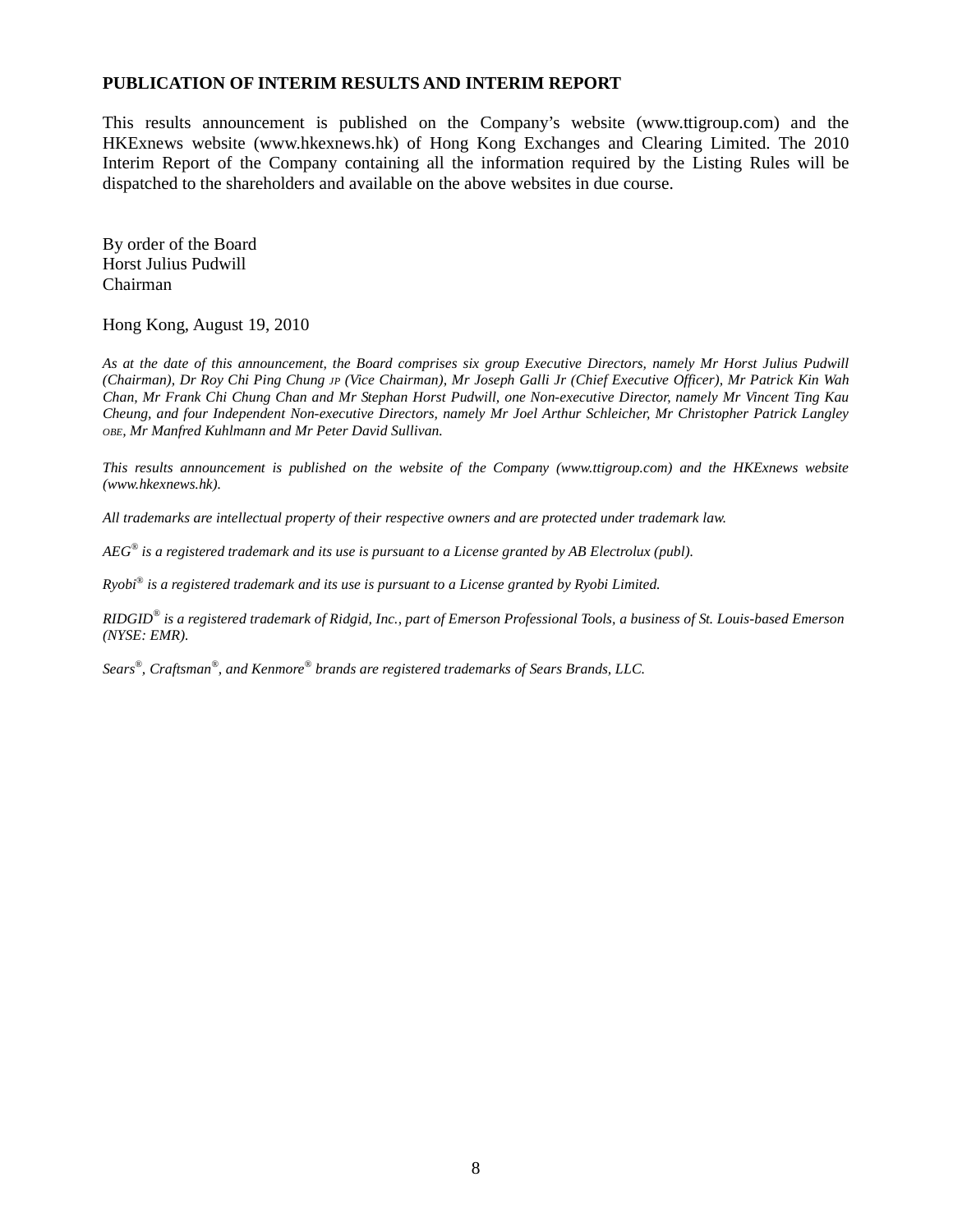## PUBLICATION OF INTERIM RESULTS AND INTERIM REPORT

This results announcement is published on the Company's website (www.ttigroup.com) and the HKExnews website (www.hkexnews.hk) of Hong Kong Exchanges and Clearing Limited. The 2010 Interim Report of the Company containing all the information required by the Listing Rules will be dispatched to the shareholders and available on the above websites in due course.

By order of the Board
Horst Julius Pudwill
Chairman

Hong Kong, August 19, 2010

*As at the date of this announcement, the Board comprises six group Executive Directors, namely Mr Horst Julius Pudwill (Chairman), Dr Roy Chi Ping Chung JP (Vice Chairman), Mr Joseph Galli Jr (Chief Executive Officer), Mr Patrick Kin Wah Chan, Mr Frank Chi Chung Chan and Mr Stephan Horst Pudwill, one Non-executive Director, namely Mr Vincent Ting Kau Cheung, and four Independent Non-executive Directors, namely Mr Joel Arthur Schleicher, Mr Christopher Patrick Langley OBE, Mr Manfred Kuhlmann and Mr Peter David Sullivan.*

*This results announcement is published on the website of the Company (www.ttigroup.com) and the HKExnews website (www.hkexnews.hk).*

*All trademarks are intellectual property of their respective owners and are protected under trademark law.*

*AEG® is a registered trademark and its use is pursuant to a License granted by AB Electrolux (publ).*

*Ryobi® is a registered trademark and its use is pursuant to a License granted by Ryobi Limited.*

*RIDGID® is a registered trademark of Ridgid, Inc., part of Emerson Professional Tools, a business of St. Louis-based Emerson (NYSE: EMR).*

*Sears®, Craftsman®, and Kenmore® brands are registered trademarks of Sears Brands, LLC.*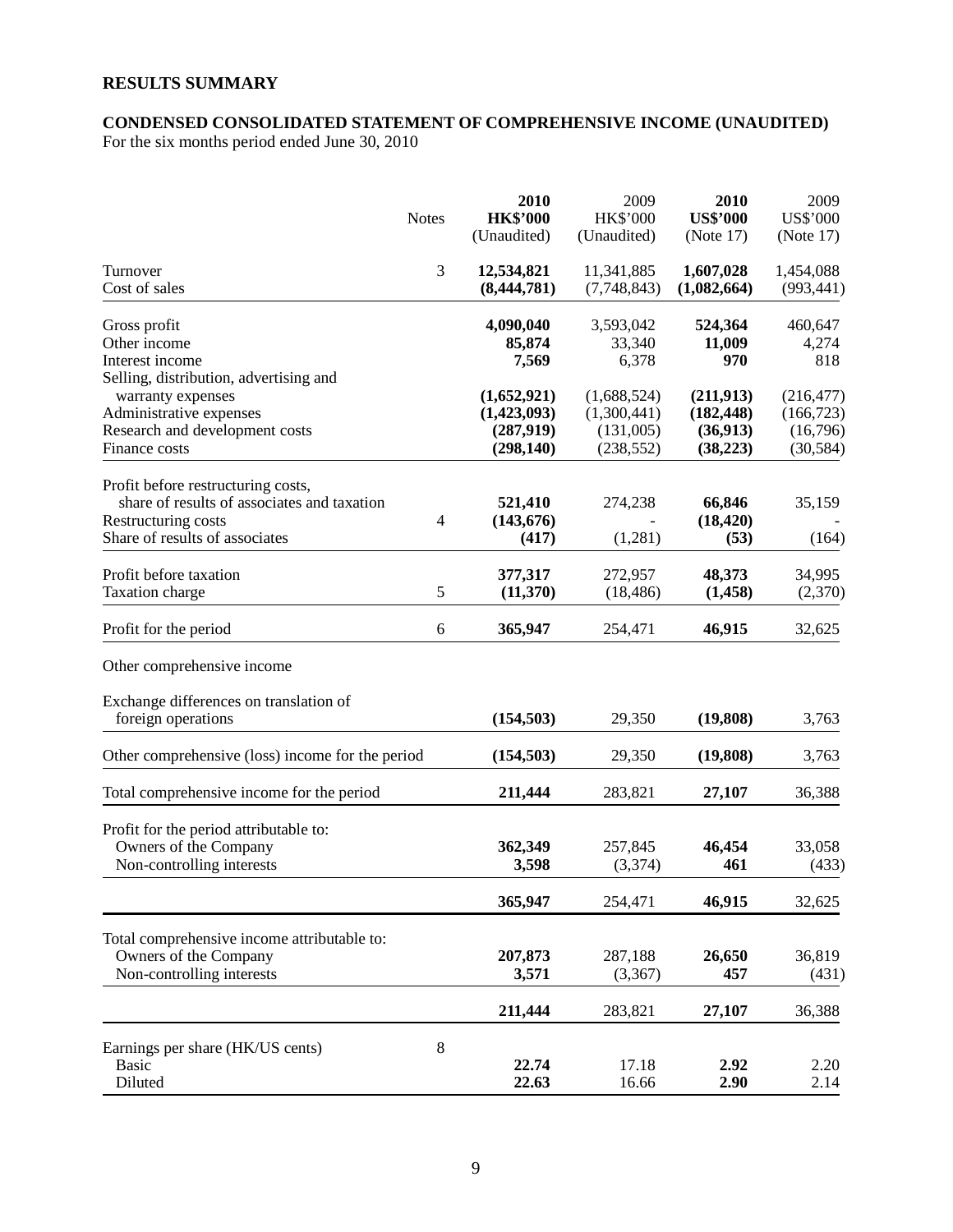## RESULTS SUMMARY

### CONDENSED CONSOLIDATED STATEMENT OF COMPREHENSIVE INCOME (UNAUDITED)

For the six months period ended June 30, 2010

| | Notes | **2010 HK$'000 (Unaudited)** | 2009 HK$'000 (Unaudited) | **2010 US$'000 (Note 17)** | 2009 US$'000 (Note 17) |
|---|---|---|---|---|---|
| Turnover | 3 | **12,534,821** | 11,341,885 | **1,607,028** | 1,454,088 |
| Cost of sales | | **(8,444,781)** | (7,748,843) | **(1,082,664)** | (993,441) |
| Gross profit | | **4,090,040** | 3,593,042 | **524,364** | 460,647 |
| Other income | | **85,874** | 33,340 | **11,009** | 4,274 |
| Interest income | | **7,569** | 6,378 | **970** | 818 |
| Selling, distribution, advertising and warranty expenses | | **(1,652,921)** | (1,688,524) | **(211,913)** | (216,477) |
| Administrative expenses | | **(1,423,093)** | (1,300,441) | **(182,448)** | (166,723) |
| Research and development costs | | **(287,919)** | (131,005) | **(36,913)** | (16,796) |
| Finance costs | | **(298,140)** | (238,552) | **(38,223)** | (30,584) |
| Profit before restructuring costs, share of results of associates and taxation | | **521,410** | 274,238 | **66,846** | 35,159 |
| Restructuring costs | 4 | **(143,676)** | - | **(18,420)** | - |
| Share of results of associates | | **(417)** | (1,281) | **(53)** | (164) |
| Profit before taxation | | **377,317** | 272,957 | **48,373** | 34,995 |
| Taxation charge | 5 | **(11,370)** | (18,486) | **(1,458)** | (2,370) |
| Profit for the period | 6 | **365,947** | 254,471 | **46,915** | 32,625 |
| Other comprehensive income | | | | | |
| Exchange differences on translation of foreign operations | | **(154,503)** | 29,350 | **(19,808)** | 3,763 |
| Other comprehensive (loss) income for the period | | **(154,503)** | 29,350 | **(19,808)** | 3,763 |
| Total comprehensive income for the period | | **211,444** | 283,821 | **27,107** | 36,388 |
| Profit for the period attributable to: | | | | | |
| Owners of the Company | | **362,349** | 257,845 | **46,454** | 33,058 |
| Non-controlling interests | | **3,598** | (3,374) | **461** | (433) |
| | | **365,947** | 254,471 | **46,915** | 32,625 |
| Total comprehensive income attributable to: | | | | | |
| Owners of the Company | | **207,873** | 287,188 | **26,650** | 36,819 |
| Non-controlling interests | | **3,571** | (3,367) | **457** | (431) |
| | | **211,444** | 283,821 | **27,107** | 36,388 |
| Earnings per share (HK/US cents) | 8 | | | | |
| Basic | | **22.74** | 17.18 | **2.92** | 2.20 |
| Diluted | | **22.63** | 16.66 | **2.90** | 2.14 |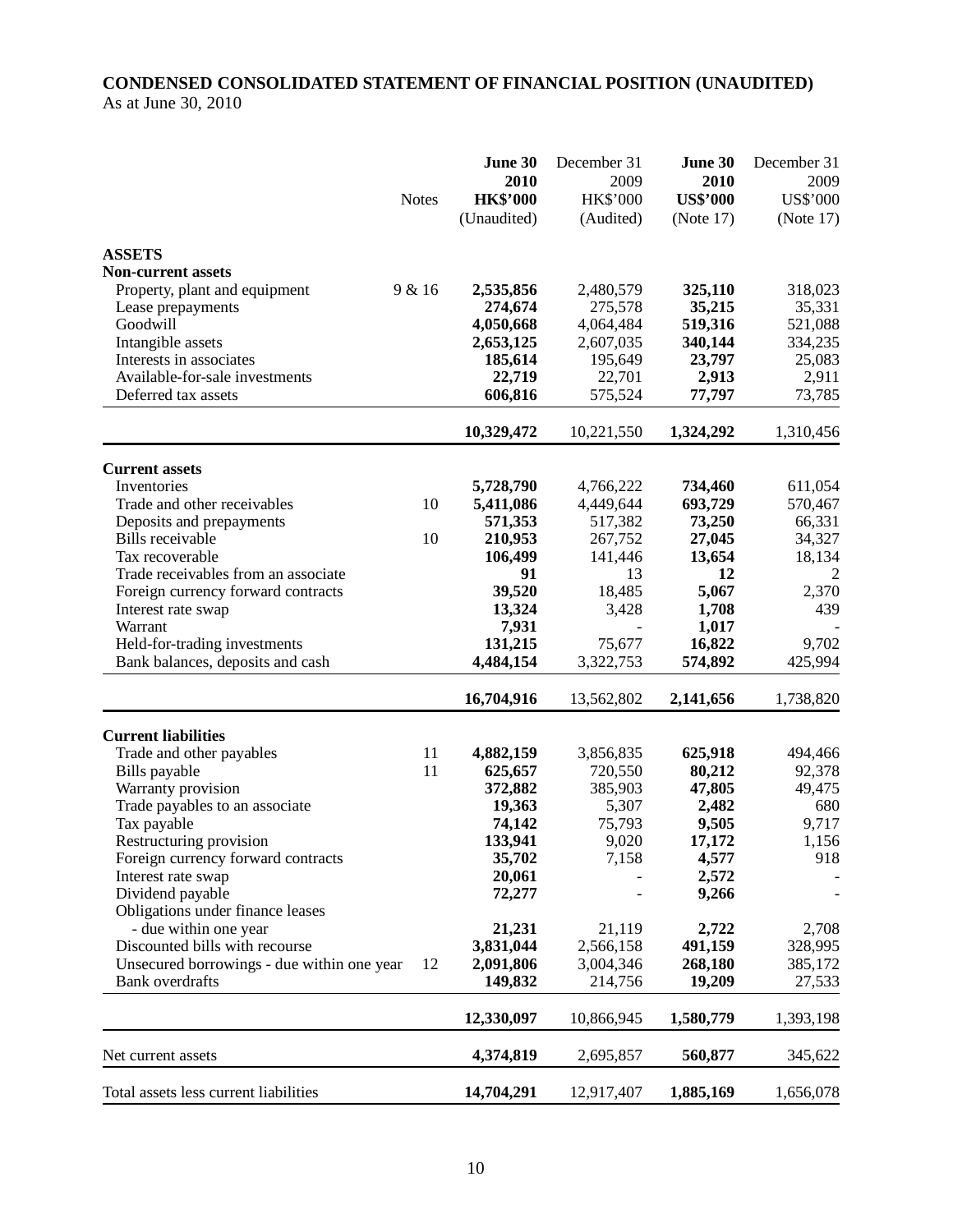**CONDENSED CONSOLIDATED STATEMENT OF FINANCIAL POSITION (UNAUDITED)**
As at June 30, 2010

| | Notes | **June 30 2010 HK$'000 (Unaudited)** | December 31 2009 HK$'000 (Audited) | **June 30 2010 US$'000 (Note 17)** | December 31 2009 US$'000 (Note 17) |
|---|---|---|---|---|---|
| **ASSETS** | | | | | |
| **Non-current assets** | | | | | |
| Property, plant and equipment | 9 & 16 | **2,535,856** | 2,480,579 | **325,110** | 318,023 |
| Lease prepayments | | **274,674** | 275,578 | **35,215** | 35,331 |
| Goodwill | | **4,050,668** | 4,064,484 | **519,316** | 521,088 |
| Intangible assets | | **2,653,125** | 2,607,035 | **340,144** | 334,235 |
| Interests in associates | | **185,614** | 195,649 | **23,797** | 25,083 |
| Available-for-sale investments | | **22,719** | 22,701 | **2,913** | 2,911 |
| Deferred tax assets | | **606,816** | 575,524 | **77,797** | 73,785 |
| | | **10,329,472** | 10,221,550 | **1,324,292** | 1,310,456 |
| **Current assets** | | | | | |
| Inventories | | **5,728,790** | 4,766,222 | **734,460** | 611,054 |
| Trade and other receivables | 10 | **5,411,086** | 4,449,644 | **693,729** | 570,467 |
| Deposits and prepayments | | **571,353** | 517,382 | **73,250** | 66,331 |
| Bills receivable | 10 | **210,953** | 267,752 | **27,045** | 34,327 |
| Tax recoverable | | **106,499** | 141,446 | **13,654** | 18,134 |
| Trade receivables from an associate | | **91** | 13 | **12** | 2 |
| Foreign currency forward contracts | | **39,520** | 18,485 | **5,067** | 2,370 |
| Interest rate swap | | **13,324** | 3,428 | **1,708** | 439 |
| Warrant | | **7,931** | - | **1,017** | - |
| Held-for-trading investments | | **131,215** | 75,677 | **16,822** | 9,702 |
| Bank balances, deposits and cash | | **4,484,154** | 3,322,753 | **574,892** | 425,994 |
| | | **16,704,916** | 13,562,802 | **2,141,656** | 1,738,820 |
| **Current liabilities** | | | | | |
| Trade and other payables | 11 | **4,882,159** | 3,856,835 | **625,918** | 494,466 |
| Bills payable | 11 | **625,657** | 720,550 | **80,212** | 92,378 |
| Warranty provision | | **372,882** | 385,903 | **47,805** | 49,475 |
| Trade payables to an associate | | **19,363** | 5,307 | **2,482** | 680 |
| Tax payable | | **74,142** | 75,793 | **9,505** | 9,717 |
| Restructuring provision | | **133,941** | 9,020 | **17,172** | 1,156 |
| Foreign currency forward contracts | | **35,702** | 7,158 | **4,577** | 918 |
| Interest rate swap | | **20,061** | - | **2,572** | - |
| Dividend payable | | **72,277** | - | **9,266** | - |
| Obligations under finance leases - due within one year | | **21,231** | 21,119 | **2,722** | 2,708 |
| Discounted bills with recourse | | **3,831,044** | 2,566,158 | **491,159** | 328,995 |
| Unsecured borrowings - due within one year | 12 | **2,091,806** | 3,004,346 | **268,180** | 385,172 |
| Bank overdrafts | | **149,832** | 214,756 | **19,209** | 27,533 |
| | | **12,330,097** | 10,866,945 | **1,580,779** | 1,393,198 |
| Net current assets | | **4,374,819** | 2,695,857 | **560,877** | 345,622 |
| Total assets less current liabilities | | **14,704,291** | 12,917,407 | **1,885,169** | 1,656,078 |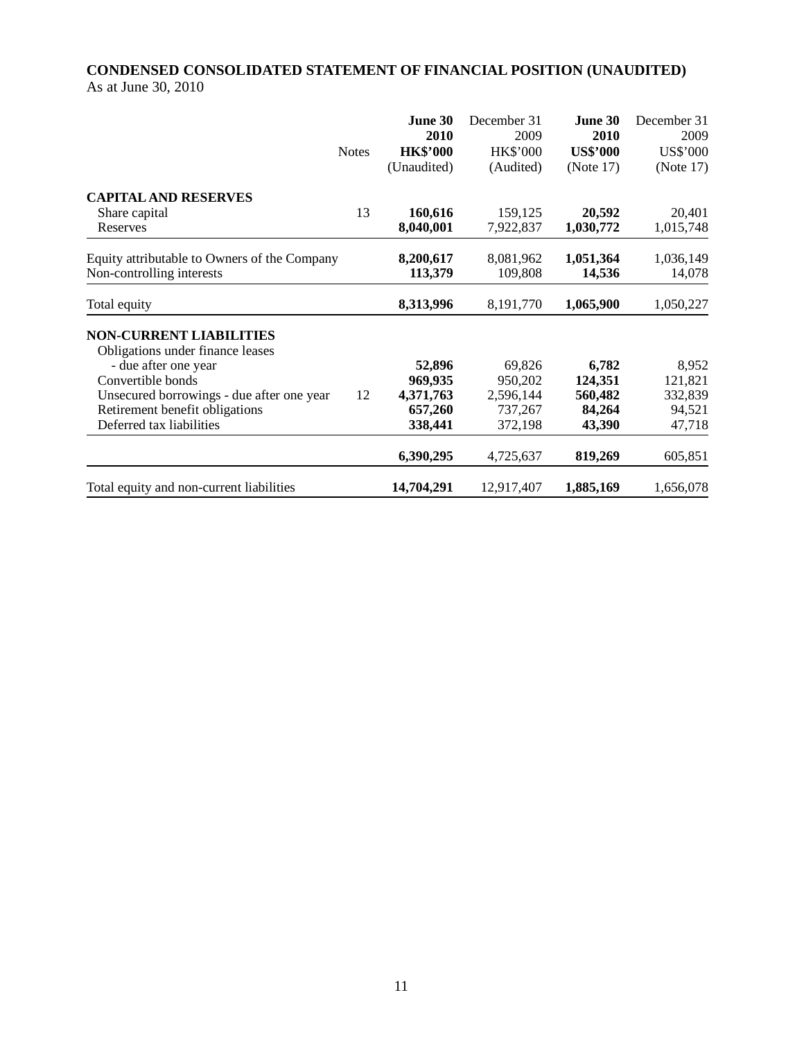**CONDENSED CONSOLIDATED STATEMENT OF FINANCIAL POSITION (UNAUDITED)**

As at June 30, 2010

| | Notes | **June 30 2010 HK$'000 (Unaudited)** | December 31 2009 HK$'000 (Audited) | **June 30 2010 US$'000 (Note 17)** | December 31 2009 US$'000 (Note 17) |
|---|---|---|---|---|---|
| **CAPITAL AND RESERVES** | | | | | |
| Share capital | 13 | **160,616** | 159,125 | **20,592** | 20,401 |
| Reserves | | **8,040,001** | 7,922,837 | **1,030,772** | 1,015,748 |
| Equity attributable to Owners of the Company | | **8,200,617** | 8,081,962 | **1,051,364** | 1,036,149 |
| Non-controlling interests | | **113,379** | 109,808 | **14,536** | 14,078 |
| Total equity | | **8,313,996** | 8,191,770 | **1,065,900** | 1,050,227 |
| **NON-CURRENT LIABILITIES** | | | | | |
| Obligations under finance leases | | | | | |
| - due after one year | | **52,896** | 69,826 | **6,782** | 8,952 |
| Convertible bonds | | **969,935** | 950,202 | **124,351** | 121,821 |
| Unsecured borrowings - due after one year | 12 | **4,371,763** | 2,596,144 | **560,482** | 332,839 |
| Retirement benefit obligations | | **657,260** | 737,267 | **84,264** | 94,521 |
| Deferred tax liabilities | | **338,441** | 372,198 | **43,390** | 47,718 |
| | | **6,390,295** | 4,725,637 | **819,269** | 605,851 |
| Total equity and non-current liabilities | | **14,704,291** | 12,917,407 | **1,885,169** | 1,656,078 |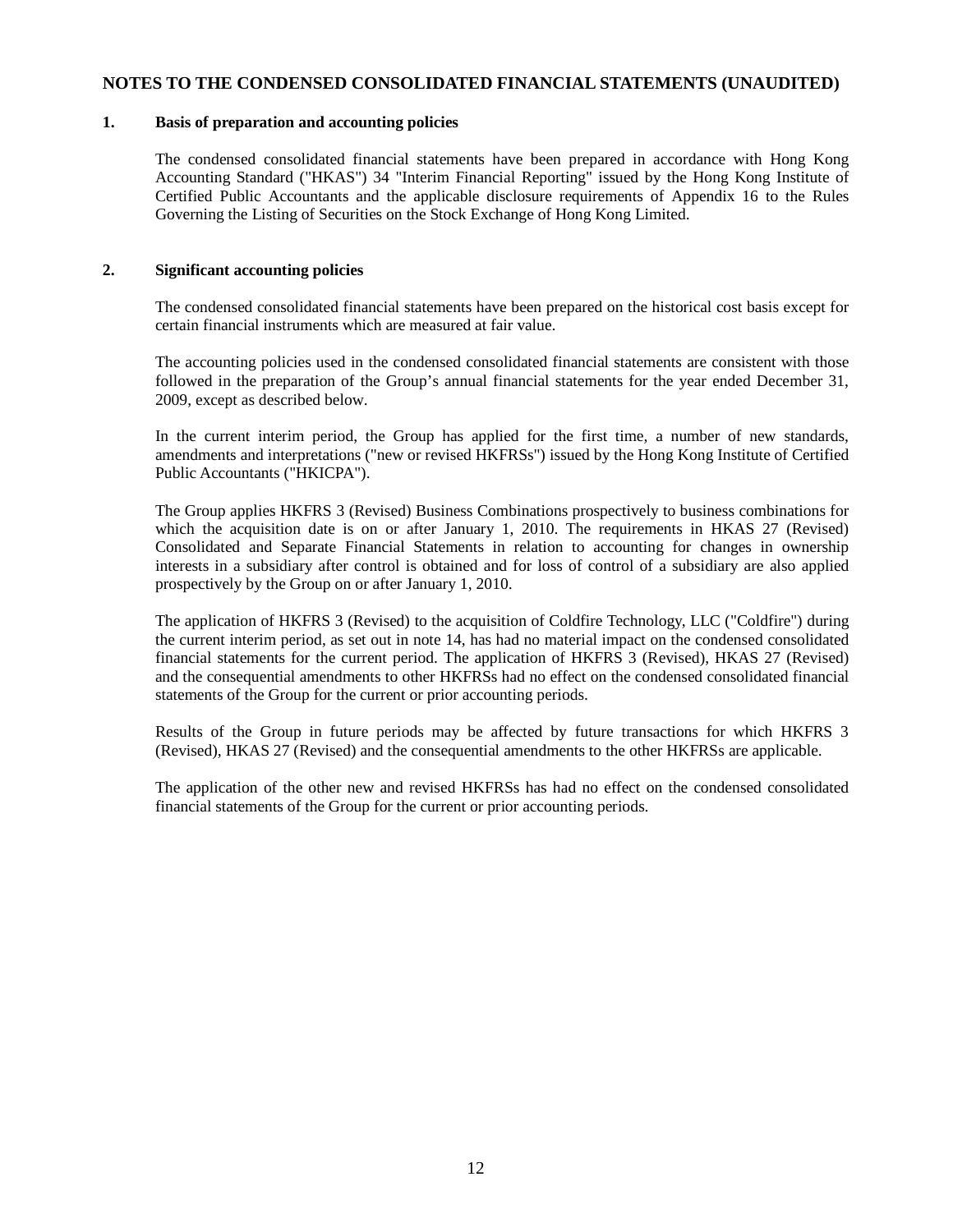# NOTES TO THE CONDENSED CONSOLIDATED FINANCIAL STATEMENTS (UNAUDITED)

## 1. Basis of preparation and accounting policies

The condensed consolidated financial statements have been prepared in accordance with Hong Kong Accounting Standard ("HKAS") 34 "Interim Financial Reporting" issued by the Hong Kong Institute of Certified Public Accountants and the applicable disclosure requirements of Appendix 16 to the Rules Governing the Listing of Securities on the Stock Exchange of Hong Kong Limited.

## 2. Significant accounting policies

The condensed consolidated financial statements have been prepared on the historical cost basis except for certain financial instruments which are measured at fair value.

The accounting policies used in the condensed consolidated financial statements are consistent with those followed in the preparation of the Group's annual financial statements for the year ended December 31, 2009, except as described below.

In the current interim period, the Group has applied for the first time, a number of new standards, amendments and interpretations ("new or revised HKFRSs") issued by the Hong Kong Institute of Certified Public Accountants ("HKICPA").

The Group applies HKFRS 3 (Revised) Business Combinations prospectively to business combinations for which the acquisition date is on or after January 1, 2010. The requirements in HKAS 27 (Revised) Consolidated and Separate Financial Statements in relation to accounting for changes in ownership interests in a subsidiary after control is obtained and for loss of control of a subsidiary are also applied prospectively by the Group on or after January 1, 2010.

The application of HKFRS 3 (Revised) to the acquisition of Coldfire Technology, LLC ("Coldfire") during the current interim period, as set out in note 14, has had no material impact on the condensed consolidated financial statements for the current period. The application of HKFRS 3 (Revised), HKAS 27 (Revised) and the consequential amendments to other HKFRSs had no effect on the condensed consolidated financial statements of the Group for the current or prior accounting periods.

Results of the Group in future periods may be affected by future transactions for which HKFRS 3 (Revised), HKAS 27 (Revised) and the consequential amendments to the other HKFRSs are applicable.

The application of the other new and revised HKFRSs has had no effect on the condensed consolidated financial statements of the Group for the current or prior accounting periods.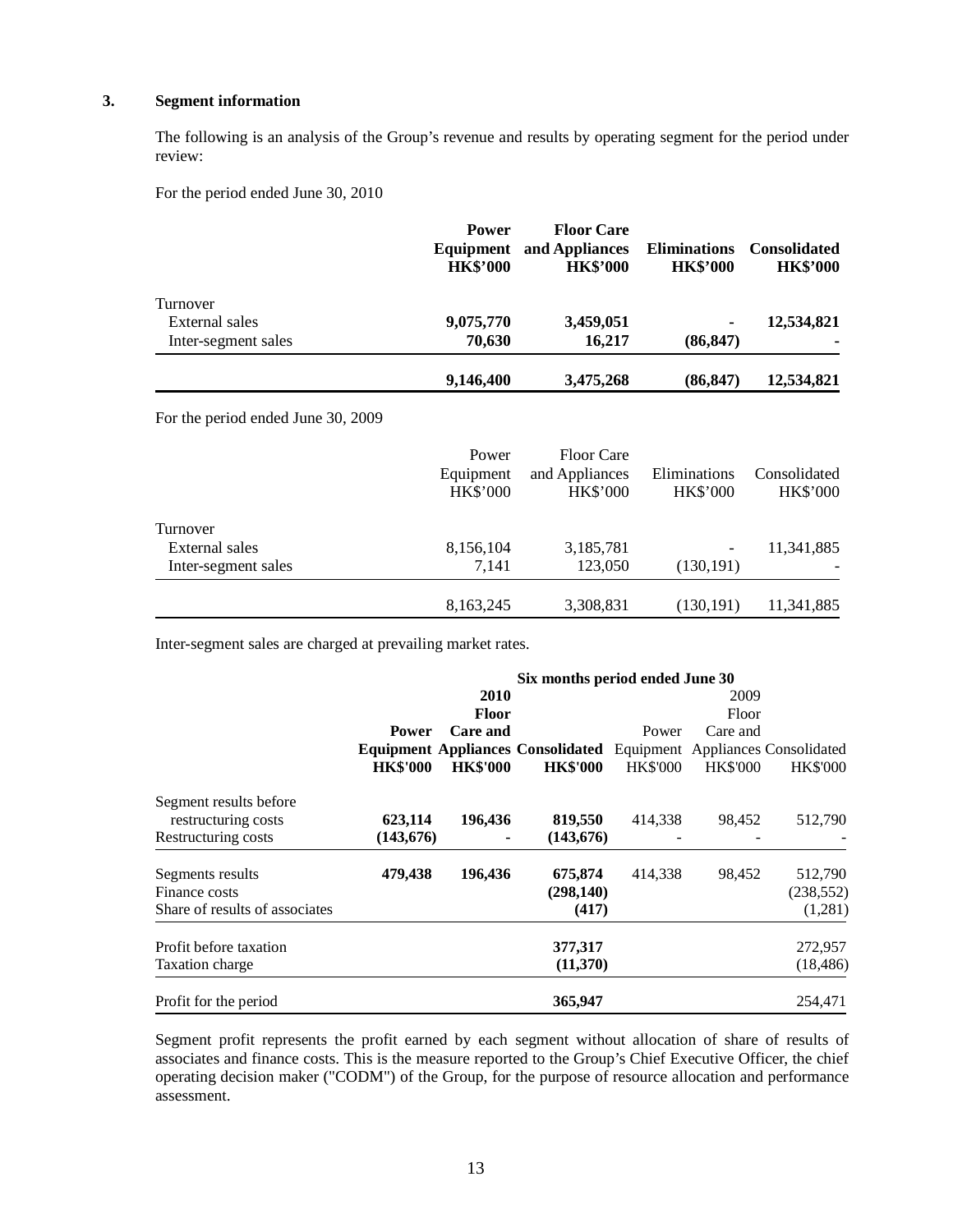### 3. Segment information

The following is an analysis of the Group's revenue and results by operating segment for the period under review:

For the period ended June 30, 2010

| | **Power Equipment HK$'000** | **Floor Care and Appliances HK$'000** | **Eliminations HK$'000** | **Consolidated HK$'000** |
|---|---|---|---|---|
| Turnover | | | | |
| External sales | **9,075,770** | **3,459,051** | **-** | **12,534,821** |
| Inter-segment sales | **70,630** | **16,217** | **(86,847)** | **-** |
| | **9,146,400** | **3,475,268** | **(86,847)** | **12,534,821** |

For the period ended June 30, 2009

| | Power Equipment HK$'000 | Floor Care and Appliances HK$'000 | Eliminations HK$'000 | Consolidated HK$'000 |
|---|---|---|---|---|
| Turnover | | | | |
| External sales | 8,156,104 | 3,185,781 | - | 11,341,885 |
| Inter-segment sales | 7,141 | 123,050 | (130,191) | - |
| | 8,163,245 | 3,308,831 | (130,191) | 11,341,885 |

Inter-segment sales are charged at prevailing market rates.

| | **Six months period ended June 30** | | | | | |
|---|---|---|---|---|---|---|
| | **2010** | | | 2009 | | |
| | **Power Equipment HK$'000** | **Floor Care and Appliances HK$'000** | **Consolidated HK$'000** | Power Equipment HK$'000 | Floor Care and Appliances HK$'000 | Consolidated HK$'000 |
| Segment results before restructuring costs | **623,114** | **196,436** | **819,550** | 414,338 | 98,452 | 512,790 |
| Restructuring costs | **(143,676)** | **-** | **(143,676)** | - | - | - |
| Segments results | **479,438** | **196,436** | **675,874** | 414,338 | 98,452 | 512,790 |
| Finance costs | | | **(298,140)** | | | (238,552) |
| Share of results of associates | | | **(417)** | | | (1,281) |
| Profit before taxation | | | **377,317** | | | 272,957 |
| Taxation charge | | | **(11,370)** | | | (18,486) |
| Profit for the period | | | **365,947** | | | 254,471 |

Segment profit represents the profit earned by each segment without allocation of share of results of associates and finance costs. This is the measure reported to the Group's Chief Executive Officer, the chief operating decision maker ("CODM") of the Group, for the purpose of resource allocation and performance assessment.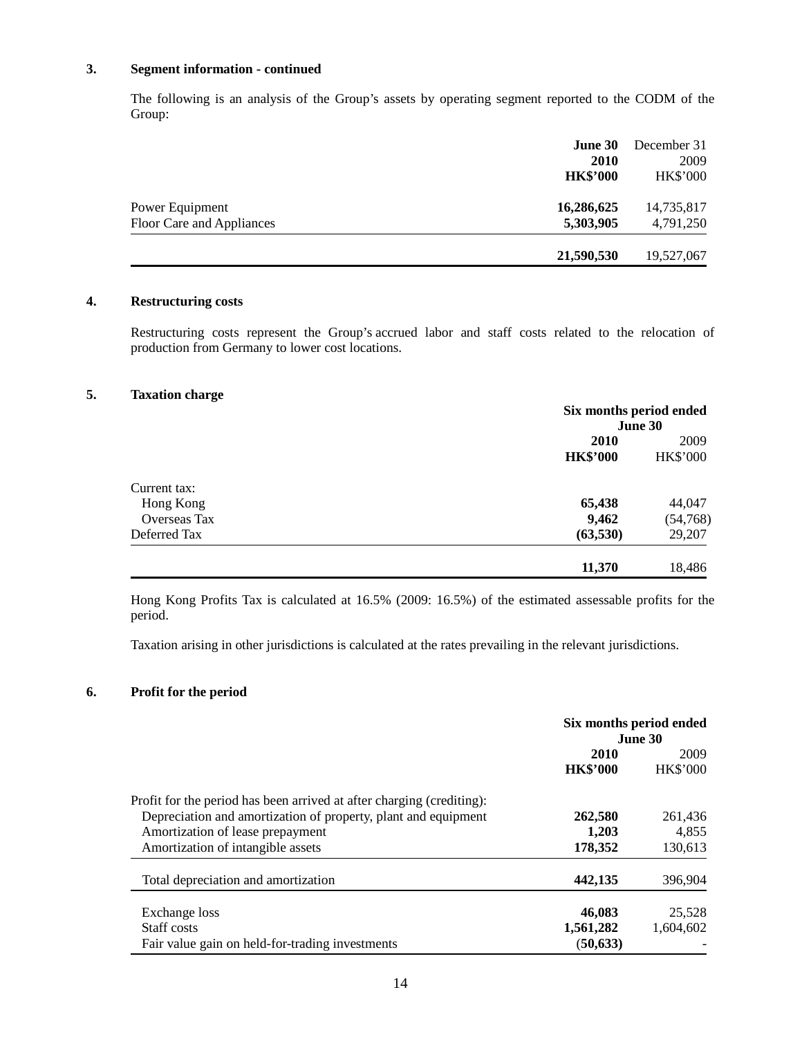### 3. Segment information - continued

The following is an analysis of the Group's assets by operating segment reported to the CODM of the Group:

| | **June 30 2010 HK$'000** | December 31 2009 HK$'000 |
|---|---|---|
| Power Equipment | **16,286,625** | 14,735,817 |
| Floor Care and Appliances | **5,303,905** | 4,791,250 |
| | **21,590,530** | 19,527,067 |

### 4. Restructuring costs

Restructuring costs represent the Group's accrued labor and staff costs related to the relocation of production from Germany to lower cost locations.

### 5. Taxation charge

| | Six months period ended June 30 | |
|---|---|---|
| | **2010 HK$'000** | 2009 HK$'000 |
| Current tax: | | |
| Hong Kong | **65,438** | 44,047 |
| Overseas Tax | **9,462** | (54,768) |
| Deferred Tax | **(63,530)** | 29,207 |
| | **11,370** | 18,486 |

Hong Kong Profits Tax is calculated at 16.5% (2009: 16.5%) of the estimated assessable profits for the period.

Taxation arising in other jurisdictions is calculated at the rates prevailing in the relevant jurisdictions.

### 6. Profit for the period

| | Six months period ended June 30 | |
|---|---|---|
| | **2010 HK$'000** | 2009 HK$'000 |
| Profit for the period has been arrived at after charging (crediting): | | |
| Depreciation and amortization of property, plant and equipment | **262,580** | 261,436 |
| Amortization of lease prepayment | **1,203** | 4,855 |
| Amortization of intangible assets | **178,352** | 130,613 |
| Total depreciation and amortization | **442,135** | 396,904 |
| Exchange loss | **46,083** | 25,528 |
| Staff costs | **1,561,282** | 1,604,602 |
| Fair value gain on held-for-trading investments | **(50,633)** | - |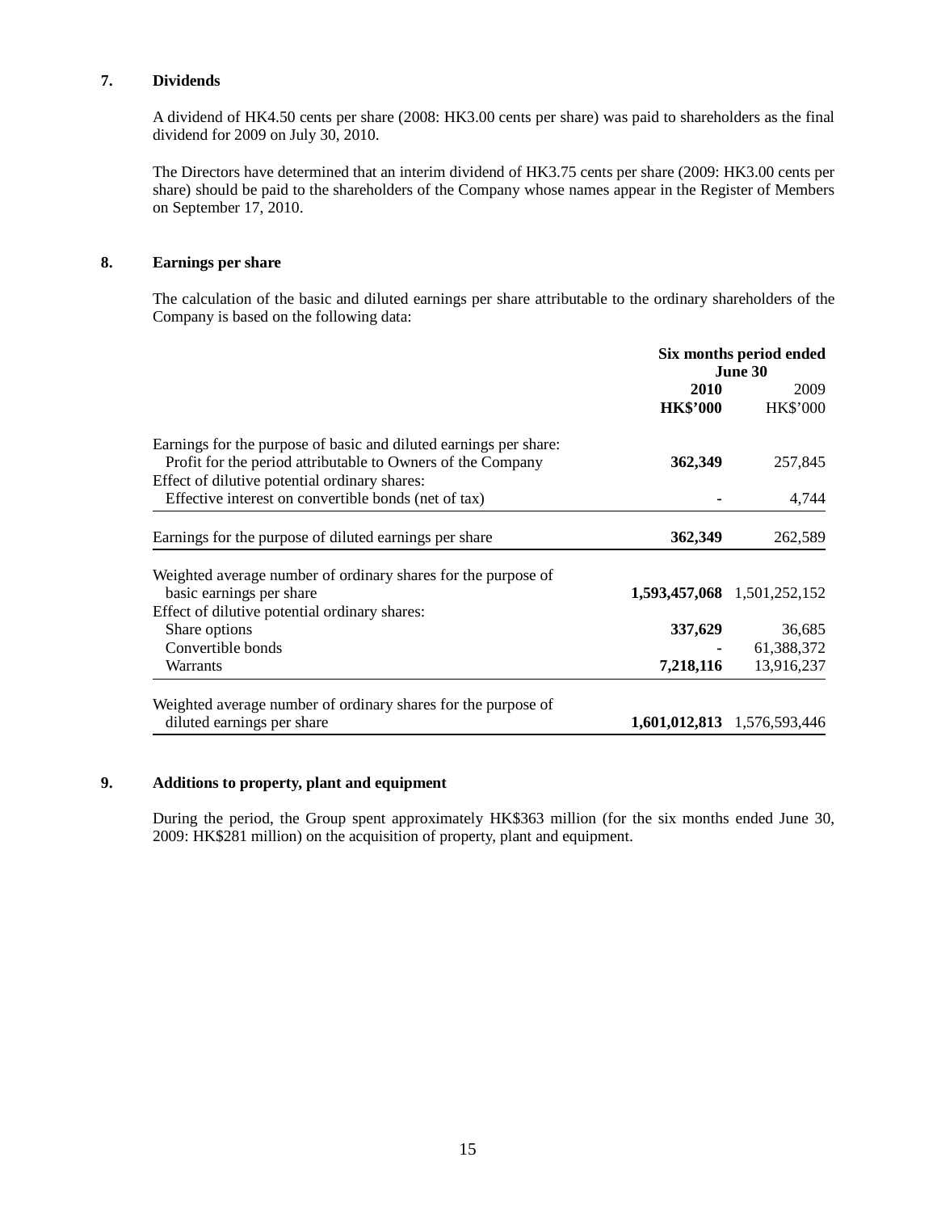## 7. Dividends

A dividend of HK4.50 cents per share (2008: HK3.00 cents per share) was paid to shareholders as the final dividend for 2009 on July 30, 2010.

The Directors have determined that an interim dividend of HK3.75 cents per share (2009: HK3.00 cents per share) should be paid to the shareholders of the Company whose names appear in the Register of Members on September 17, 2010.

## 8. Earnings per share

The calculation of the basic and diluted earnings per share attributable to the ordinary shareholders of the Company is based on the following data:

| | **Six months period ended June 30** | |
|---|---|---|
| | **2010** | 2009 |
| | **HK$'000** | HK$'000 |
| Earnings for the purpose of basic and diluted earnings per share: | | |
| Profit for the period attributable to Owners of the Company | **362,349** | 257,845 |
| Effect of dilutive potential ordinary shares: | | |
| Effective interest on convertible bonds (net of tax) | **-** | 4,744 |
| Earnings for the purpose of diluted earnings per share | **362,349** | 262,589 |
| Weighted average number of ordinary shares for the purpose of basic earnings per share | **1,593,457,068** | 1,501,252,152 |
| Effect of dilutive potential ordinary shares: | | |
| Share options | **337,629** | 36,685 |
| Convertible bonds | **-** | 61,388,372 |
| Warrants | **7,218,116** | 13,916,237 |
| Weighted average number of ordinary shares for the purpose of diluted earnings per share | **1,601,012,813** | 1,576,593,446 |

## 9. Additions to property, plant and equipment

During the period, the Group spent approximately HK$363 million (for the six months ended June 30, 2009: HK$281 million) on the acquisition of property, plant and equipment.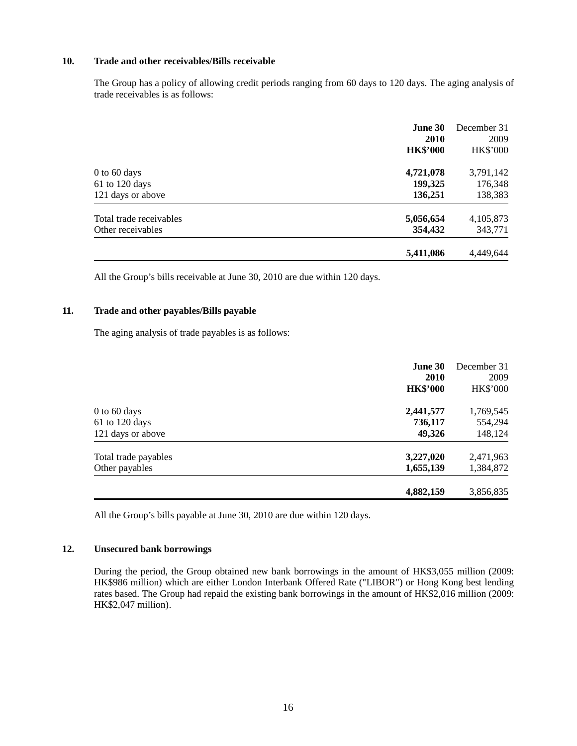## 10. Trade and other receivables/Bills receivable

The Group has a policy of allowing credit periods ranging from 60 days to 120 days. The aging analysis of trade receivables is as follows:

| | **June 30 2010 HK$'000** | December 31 2009 HK$'000 |
|---|---|---|
| 0 to 60 days | **4,721,078** | 3,791,142 |
| 61 to 120 days | **199,325** | 176,348 |
| 121 days or above | **136,251** | 138,383 |
| Total trade receivables | **5,056,654** | 4,105,873 |
| Other receivables | **354,432** | 343,771 |
| | **5,411,086** | 4,449,644 |

All the Group's bills receivable at June 30, 2010 are due within 120 days.

## 11. Trade and other payables/Bills payable

The aging analysis of trade payables is as follows:

| | **June 30 2010 HK$'000** | December 31 2009 HK$'000 |
|---|---|---|
| 0 to 60 days | **2,441,577** | 1,769,545 |
| 61 to 120 days | **736,117** | 554,294 |
| 121 days or above | **49,326** | 148,124 |
| Total trade payables | **3,227,020** | 2,471,963 |
| Other payables | **1,655,139** | 1,384,872 |
| | **4,882,159** | 3,856,835 |

All the Group's bills payable at June 30, 2010 are due within 120 days.

## 12. Unsecured bank borrowings

During the period, the Group obtained new bank borrowings in the amount of HK$3,055 million (2009: HK$986 million) which are either London Interbank Offered Rate ("LIBOR") or Hong Kong best lending rates based. The Group had repaid the existing bank borrowings in the amount of HK$2,016 million (2009: HK$2,047 million).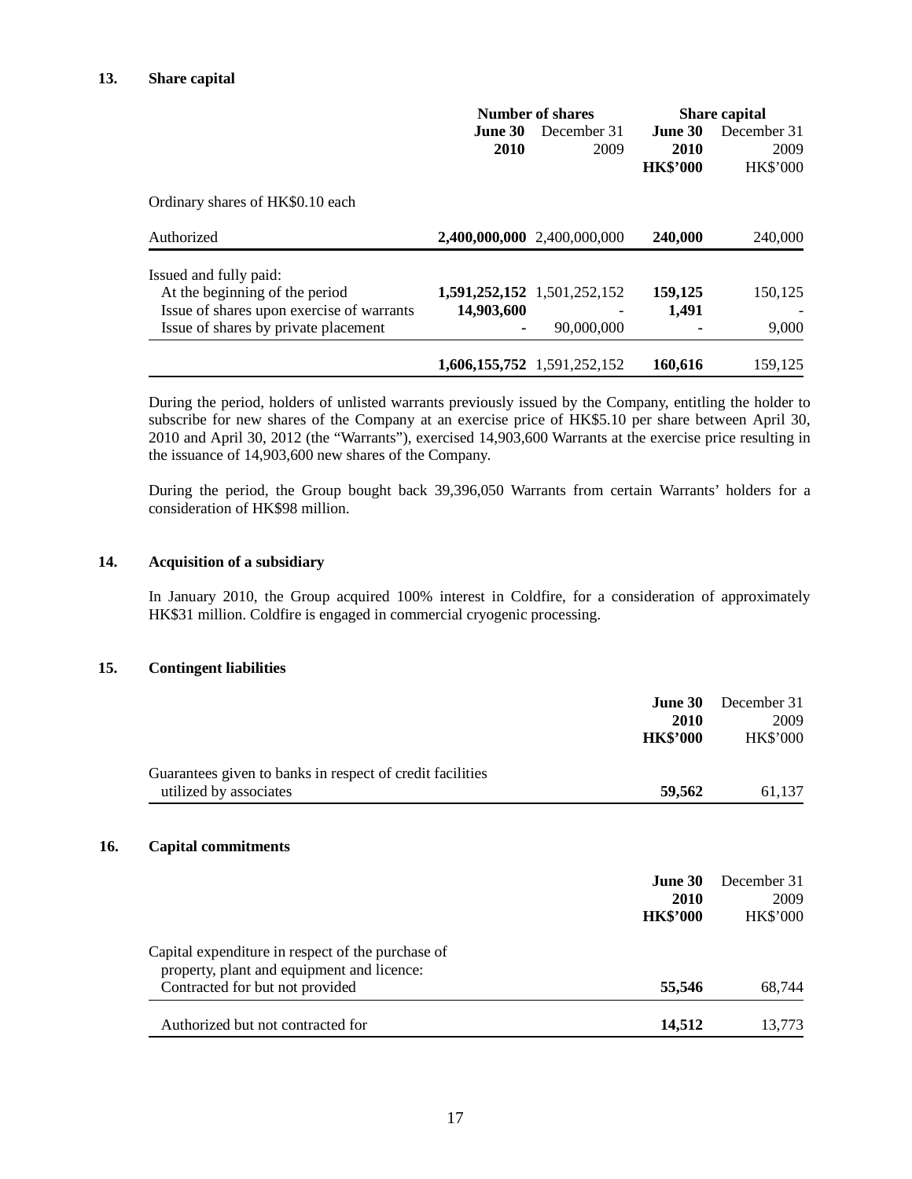## 13. Share capital

| | Number of shares | | Share capital | |
|---|---|---|---|---|
| | **June 30 2010** | December 31 2009 | **June 30 2010 HK$'000** | December 31 2009 HK$'000 |
| Ordinary shares of HK$0.10 each | | | | |
| Authorized | **2,400,000,000** | 2,400,000,000 | **240,000** | 240,000 |
| Issued and fully paid: | | | | |
| At the beginning of the period | **1,591,252,152** | 1,501,252,152 | **159,125** | 150,125 |
| Issue of shares upon exercise of warrants | **14,903,600** | - | **1,491** | - |
| Issue of shares by private placement | **-** | 90,000,000 | **-** | 9,000 |
| | **1,606,155,752** | 1,591,252,152 | **160,616** | 159,125 |

During the period, holders of unlisted warrants previously issued by the Company, entitling the holder to subscribe for new shares of the Company at an exercise price of HK$5.10 per share between April 30, 2010 and April 30, 2012 (the "Warrants"), exercised 14,903,600 Warrants at the exercise price resulting in the issuance of 14,903,600 new shares of the Company.

During the period, the Group bought back 39,396,050 Warrants from certain Warrants' holders for a consideration of HK$98 million.

## 14. Acquisition of a subsidiary

In January 2010, the Group acquired 100% interest in Coldfire, for a consideration of approximately HK$31 million. Coldfire is engaged in commercial cryogenic processing.

## 15. Contingent liabilities

| | **June 30 2010 HK$'000** | December 31 2009 HK$'000 |
|---|---|---|
| Guarantees given to banks in respect of credit facilities utilized by associates | **59,562** | 61,137 |

## 16. Capital commitments

| | **June 30 2010 HK$'000** | December 31 2009 HK$'000 |
|---|---|---|
| Capital expenditure in respect of the purchase of property, plant and equipment and licence: | | |
| Contracted for but not provided | **55,546** | 68,744 |
| Authorized but not contracted for | **14,512** | 13,773 |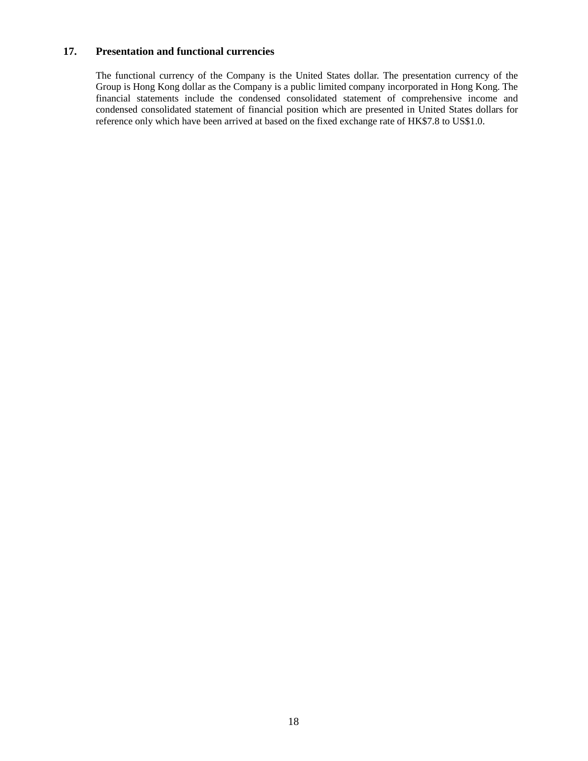## 17. Presentation and functional currencies

The functional currency of the Company is the United States dollar. The presentation currency of the Group is Hong Kong dollar as the Company is a public limited company incorporated in Hong Kong. The financial statements include the condensed consolidated statement of comprehensive income and condensed consolidated statement of financial position which are presented in United States dollars for reference only which have been arrived at based on the fixed exchange rate of HK$7.8 to US$1.0.